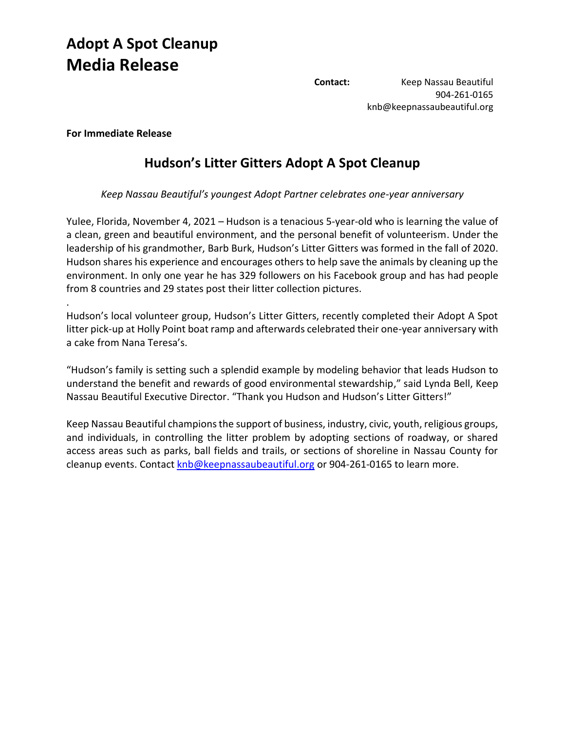# Adopt A Spot Cleanup
# Media Release

**Contact:** Keep Nassau Beautiful
904-261-0165
knb@keepnassaubeautiful.org

**For Immediate Release**

## Hudson's Litter Gitters Adopt A Spot Cleanup

*Keep Nassau Beautiful's youngest Adopt Partner celebrates one-year anniversary*

Yulee, Florida, November 4, 2021 – Hudson is a tenacious 5-year-old who is learning the value of a clean, green and beautiful environment, and the personal benefit of volunteerism. Under the leadership of his grandmother, Barb Burk, Hudson's Litter Gitters was formed in the fall of 2020. Hudson shares his experience and encourages others to help save the animals by cleaning up the environment. In only one year he has 329 followers on his Facebook group and has had people from 8 countries and 29 states post their litter collection pictures.

.

Hudson's local volunteer group, Hudson's Litter Gitters, recently completed their Adopt A Spot litter pick-up at Holly Point boat ramp and afterwards celebrated their one-year anniversary with a cake from Nana Teresa's.

"Hudson's family is setting such a splendid example by modeling behavior that leads Hudson to understand the benefit and rewards of good environmental stewardship," said Lynda Bell, Keep Nassau Beautiful Executive Director. "Thank you Hudson and Hudson's Litter Gitters!"

Keep Nassau Beautiful champions the support of business, industry, civic, youth, religious groups, and individuals, in controlling the litter problem by adopting sections of roadway, or shared access areas such as parks, ball fields and trails, or sections of shoreline in Nassau County for cleanup events. Contact knb@keepnassaubeautiful.org or 904-261-0165 to learn more.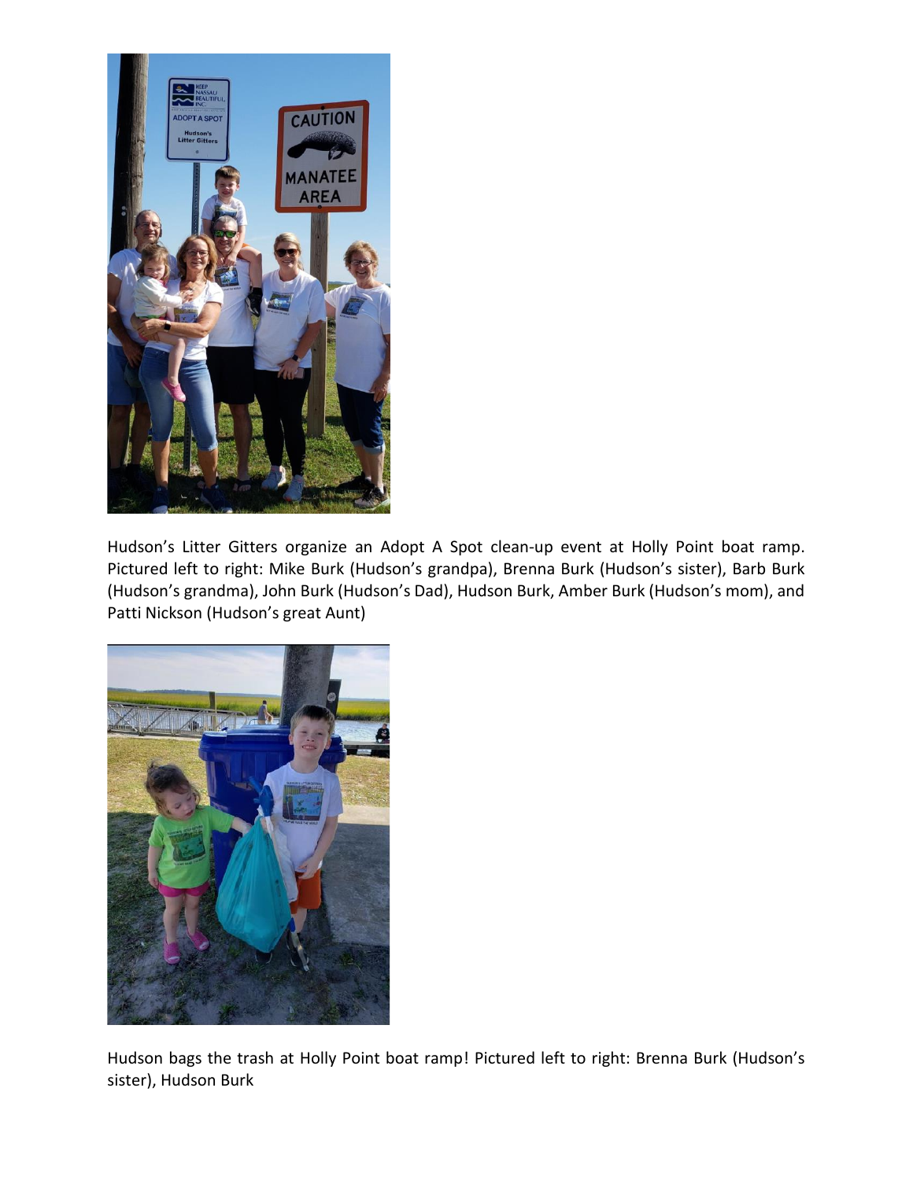Hudson's Litter Gitters organize an Adopt A Spot clean-up event at Holly Point boat ramp. Pictured left to right: Mike Burk (Hudson's grandpa), Brenna Burk (Hudson's sister), Barb Burk (Hudson's grandma), John Burk (Hudson's Dad), Hudson Burk, Amber Burk (Hudson's mom), and Patti Nickson (Hudson's great Aunt)

Hudson bags the trash at Holly Point boat ramp! Pictured left to right: Brenna Burk (Hudson's sister), Hudson Burk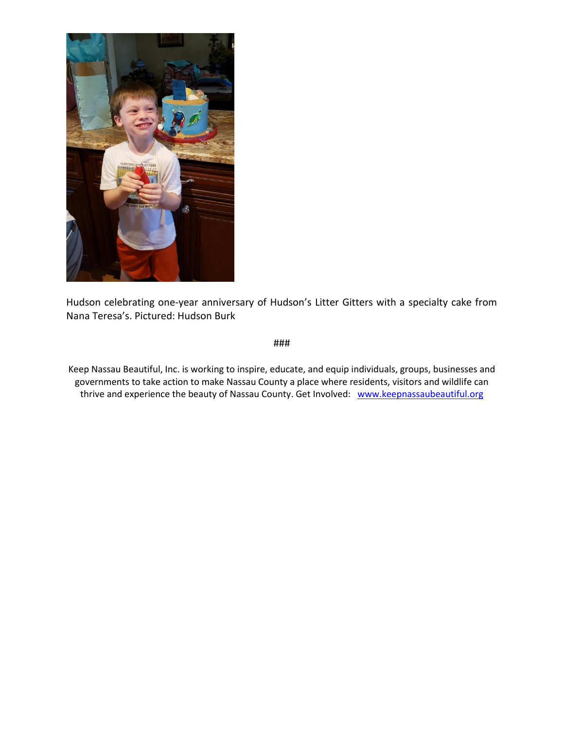Hudson celebrating one-year anniversary of Hudson's Litter Gitters with a specialty cake from Nana Teresa's. Pictured: Hudson Burk

###

Keep Nassau Beautiful, Inc. is working to inspire, educate, and equip individuals, groups, businesses and governments to take action to make Nassau County a place where residents, visitors and wildlife can thrive and experience the beauty of Nassau County. Get Involved: www.keepnassaubeautiful.org